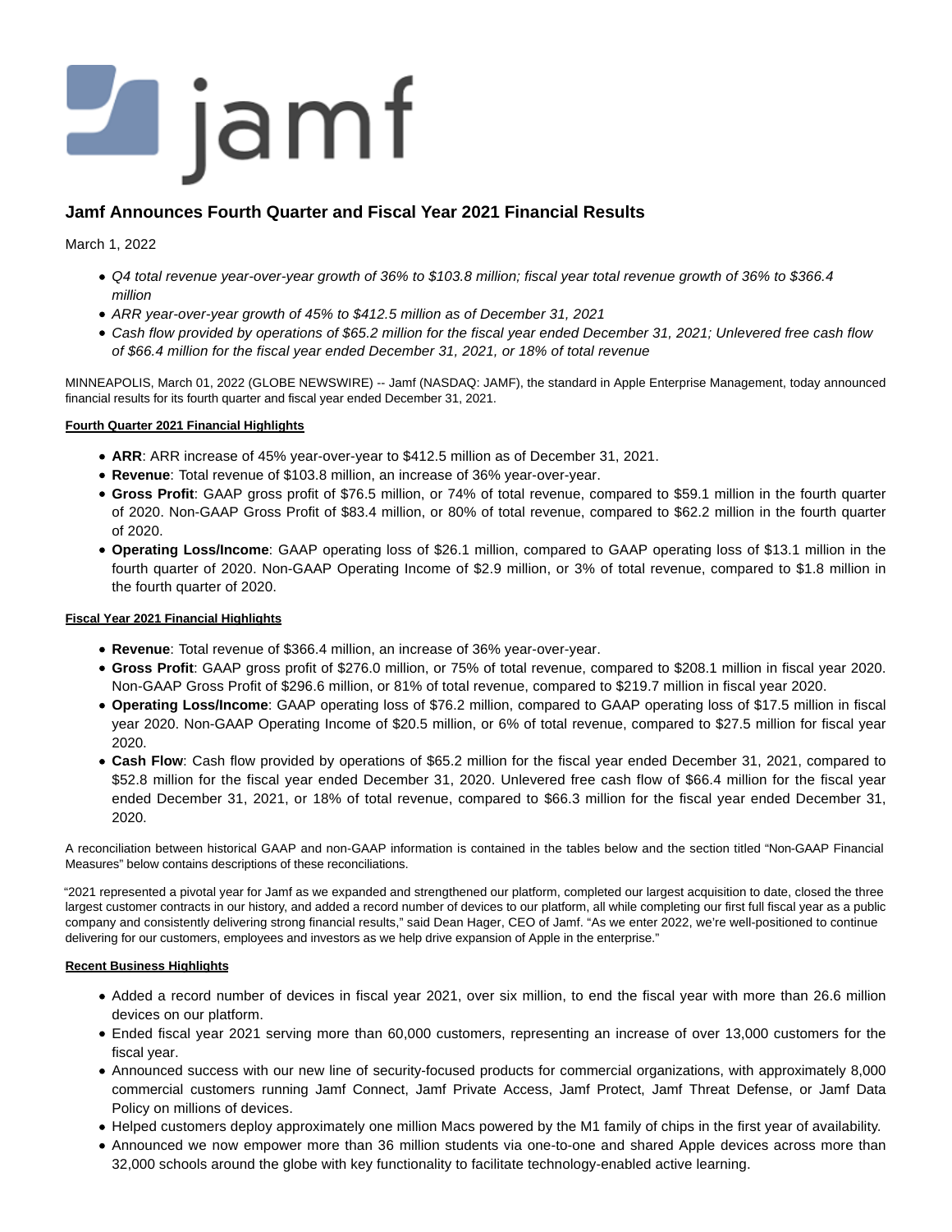# Jamf Announces Fourth Quarter and Fiscal Year 2021 Financial Results

March 1, 2022

- *Q4 total revenue year-over-year growth of 36% to $103.8 million; fiscal year total revenue growth of 36% to $366.4 million*
- *ARR year-over-year growth of 45% to $412.5 million as of December 31, 2021*
- *Cash flow provided by operations of $65.2 million for the fiscal year ended December 31, 2021; Unlevered free cash flow of $66.4 million for the fiscal year ended December 31, 2021, or 18% of total revenue*

MINNEAPOLIS, March 01, 2022 (GLOBE NEWSWIRE) -- Jamf (NASDAQ: JAMF), the standard in Apple Enterprise Management, today announced financial results for its fourth quarter and fiscal year ended December 31, 2021.

**Fourth Quarter 2021 Financial Highlights**

- **ARR**: ARR increase of 45% year-over-year to $412.5 million as of December 31, 2021.
- **Revenue**: Total revenue of $103.8 million, an increase of 36% year-over-year.
- **Gross Profit**: GAAP gross profit of $76.5 million, or 74% of total revenue, compared to $59.1 million in the fourth quarter of 2020. Non-GAAP Gross Profit of $83.4 million, or 80% of total revenue, compared to $62.2 million in the fourth quarter of 2020.
- **Operating Loss/Income**: GAAP operating loss of $26.1 million, compared to GAAP operating loss of $13.1 million in the fourth quarter of 2020. Non-GAAP Operating Income of $2.9 million, or 3% of total revenue, compared to $1.8 million in the fourth quarter of 2020.

**Fiscal Year 2021 Financial Highlights**

- **Revenue**: Total revenue of $366.4 million, an increase of 36% year-over-year.
- **Gross Profit**: GAAP gross profit of $276.0 million, or 75% of total revenue, compared to $208.1 million in fiscal year 2020. Non-GAAP Gross Profit of $296.6 million, or 81% of total revenue, compared to $219.7 million in fiscal year 2020.
- **Operating Loss/Income**: GAAP operating loss of $76.2 million, compared to GAAP operating loss of $17.5 million in fiscal year 2020. Non-GAAP Operating Income of $20.5 million, or 6% of total revenue, compared to $27.5 million for fiscal year 2020.
- **Cash Flow**: Cash flow provided by operations of $65.2 million for the fiscal year ended December 31, 2021, compared to $52.8 million for the fiscal year ended December 31, 2020. Unlevered free cash flow of $66.4 million for the fiscal year ended December 31, 2021, or 18% of total revenue, compared to $66.3 million for the fiscal year ended December 31, 2020.

A reconciliation between historical GAAP and non-GAAP information is contained in the tables below and the section titled "Non-GAAP Financial Measures" below contains descriptions of these reconciliations.

"2021 represented a pivotal year for Jamf as we expanded and strengthened our platform, completed our largest acquisition to date, closed the three largest customer contracts in our history, and added a record number of devices to our platform, all while completing our first full fiscal year as a public company and consistently delivering strong financial results," said Dean Hager, CEO of Jamf. "As we enter 2022, we're well-positioned to continue delivering for our customers, employees and investors as we help drive expansion of Apple in the enterprise."

**Recent Business Highlights**

- Added a record number of devices in fiscal year 2021, over six million, to end the fiscal year with more than 26.6 million devices on our platform.
- Ended fiscal year 2021 serving more than 60,000 customers, representing an increase of over 13,000 customers for the fiscal year.
- Announced success with our new line of security-focused products for commercial organizations, with approximately 8,000 commercial customers running Jamf Connect, Jamf Private Access, Jamf Protect, Jamf Threat Defense, or Jamf Data Policy on millions of devices.
- Helped customers deploy approximately one million Macs powered by the M1 family of chips in the first year of availability.
- Announced we now empower more than 36 million students via one-to-one and shared Apple devices across more than 32,000 schools around the globe with key functionality to facilitate technology-enabled active learning.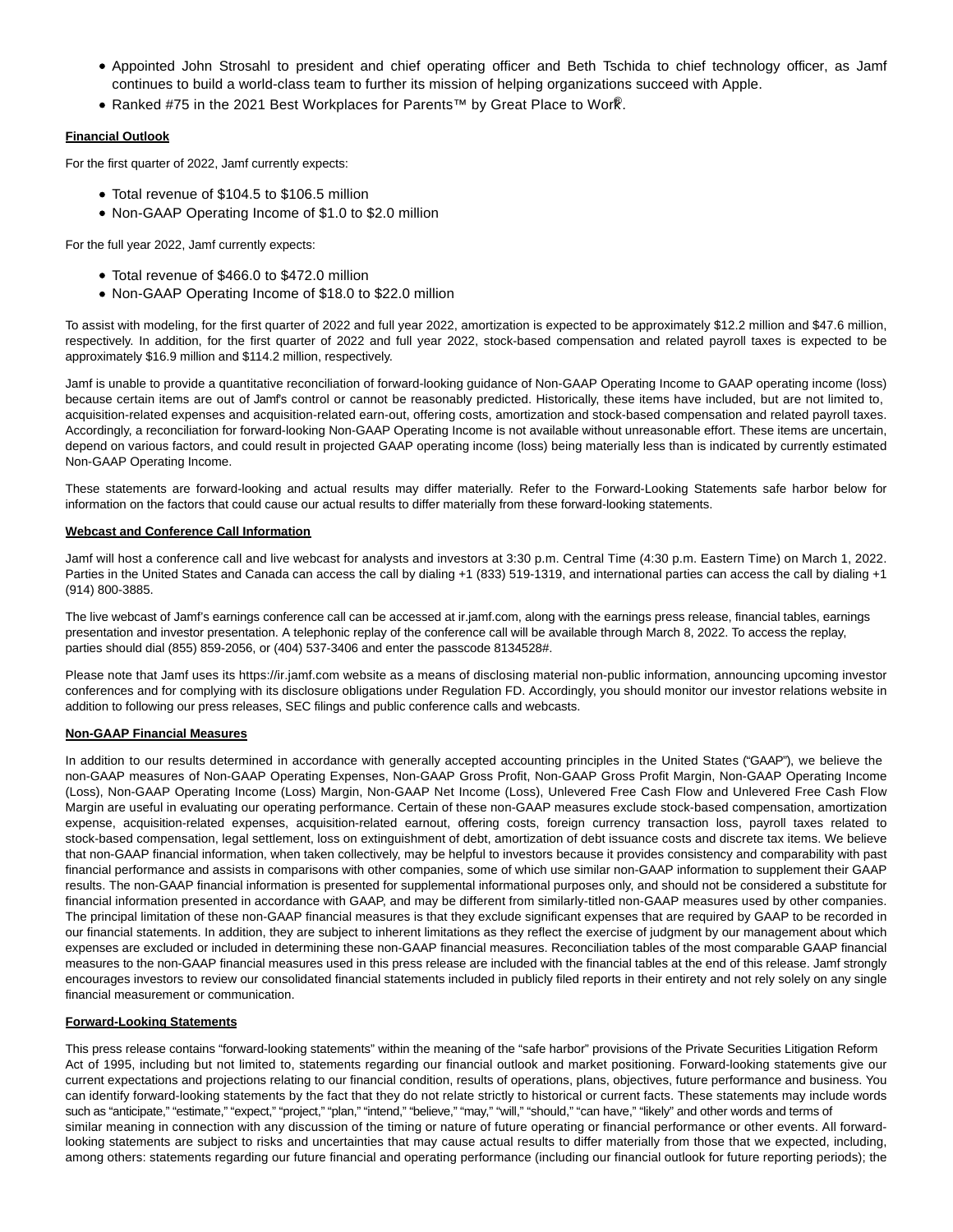- Appointed John Strosahl to president and chief operating officer and Beth Tschida to chief technology officer, as Jamf continues to build a world-class team to further its mission of helping organizations succeed with Apple.
- Ranked #75 in the 2021 Best Workplaces for Parents™ by Great Place to Work®.

**Financial Outlook**

For the first quarter of 2022, Jamf currently expects:

- Total revenue of $104.5 to $106.5 million
- Non-GAAP Operating Income of $1.0 to $2.0 million

For the full year 2022, Jamf currently expects:

- Total revenue of $466.0 to $472.0 million
- Non-GAAP Operating Income of $18.0 to $22.0 million

To assist with modeling, for the first quarter of 2022 and full year 2022, amortization is expected to be approximately $12.2 million and $47.6 million, respectively. In addition, for the first quarter of 2022 and full year 2022, stock-based compensation and related payroll taxes is expected to be approximately $16.9 million and $114.2 million, respectively.

Jamf is unable to provide a quantitative reconciliation of forward-looking guidance of Non-GAAP Operating Income to GAAP operating income (loss) because certain items are out of Jamf's control or cannot be reasonably predicted. Historically, these items have included, but are not limited to, acquisition-related expenses and acquisition-related earn-out, offering costs, amortization and stock-based compensation and related payroll taxes. Accordingly, a reconciliation for forward-looking Non-GAAP Operating Income is not available without unreasonable effort. These items are uncertain, depend on various factors, and could result in projected GAAP operating income (loss) being materially less than is indicated by currently estimated Non-GAAP Operating Income.

These statements are forward-looking and actual results may differ materially. Refer to the Forward-Looking Statements safe harbor below for information on the factors that could cause our actual results to differ materially from these forward-looking statements.

**Webcast and Conference Call Information**

Jamf will host a conference call and live webcast for analysts and investors at 3:30 p.m. Central Time (4:30 p.m. Eastern Time) on March 1, 2022. Parties in the United States and Canada can access the call by dialing +1 (833) 519-1319, and international parties can access the call by dialing +1 (914) 800-3885.

The live webcast of Jamf's earnings conference call can be accessed at ir.jamf.com, along with the earnings press release, financial tables, earnings presentation and investor presentation. A telephonic replay of the conference call will be available through March 8, 2022. To access the replay, parties should dial (855) 859-2056, or (404) 537-3406 and enter the passcode 8134528#.

Please note that Jamf uses its https://ir.jamf.com website as a means of disclosing material non-public information, announcing upcoming investor conferences and for complying with its disclosure obligations under Regulation FD. Accordingly, you should monitor our investor relations website in addition to following our press releases, SEC filings and public conference calls and webcasts.

**Non-GAAP Financial Measures**

In addition to our results determined in accordance with generally accepted accounting principles in the United States ("GAAP"), we believe the non-GAAP measures of Non-GAAP Operating Expenses, Non-GAAP Gross Profit, Non-GAAP Gross Profit Margin, Non-GAAP Operating Income (Loss), Non-GAAP Operating Income (Loss) Margin, Non-GAAP Net Income (Loss), Unlevered Free Cash Flow and Unlevered Free Cash Flow Margin are useful in evaluating our operating performance. Certain of these non-GAAP measures exclude stock-based compensation, amortization expense, acquisition-related expenses, acquisition-related earnout, offering costs, foreign currency transaction loss, payroll taxes related to stock-based compensation, legal settlement, loss on extinguishment of debt, amortization of debt issuance costs and discrete tax items. We believe that non-GAAP financial information, when taken collectively, may be helpful to investors because it provides consistency and comparability with past financial performance and assists in comparisons with other companies, some of which use similar non-GAAP information to supplement their GAAP results. The non-GAAP financial information is presented for supplemental informational purposes only, and should not be considered a substitute for financial information presented in accordance with GAAP, and may be different from similarly-titled non-GAAP measures used by other companies. The principal limitation of these non-GAAP financial measures is that they exclude significant expenses that are required by GAAP to be recorded in our financial statements. In addition, they are subject to inherent limitations as they reflect the exercise of judgment by our management about which expenses are excluded or included in determining these non-GAAP financial measures. Reconciliation tables of the most comparable GAAP financial measures to the non-GAAP financial measures used in this press release are included with the financial tables at the end of this release. Jamf strongly encourages investors to review our consolidated financial statements included in publicly filed reports in their entirety and not rely solely on any single financial measurement or communication.

**Forward-Looking Statements**

This press release contains "forward-looking statements" within the meaning of the "safe harbor" provisions of the Private Securities Litigation Reform Act of 1995, including but not limited to, statements regarding our financial outlook and market positioning. Forward-looking statements give our current expectations and projections relating to our financial condition, results of operations, plans, objectives, future performance and business. You can identify forward-looking statements by the fact that they do not relate strictly to historical or current facts. These statements may include words such as "anticipate," "estimate," "expect," "project," "plan," "intend," "believe," "may," "will," "should," "can have," "likely" and other words and terms of similar meaning in connection with any discussion of the timing or nature of future operating or financial performance or other events. All forward-looking statements are subject to risks and uncertainties that may cause actual results to differ materially from those that we expected, including, among others: statements regarding our future financial and operating performance (including our financial outlook for future reporting periods); the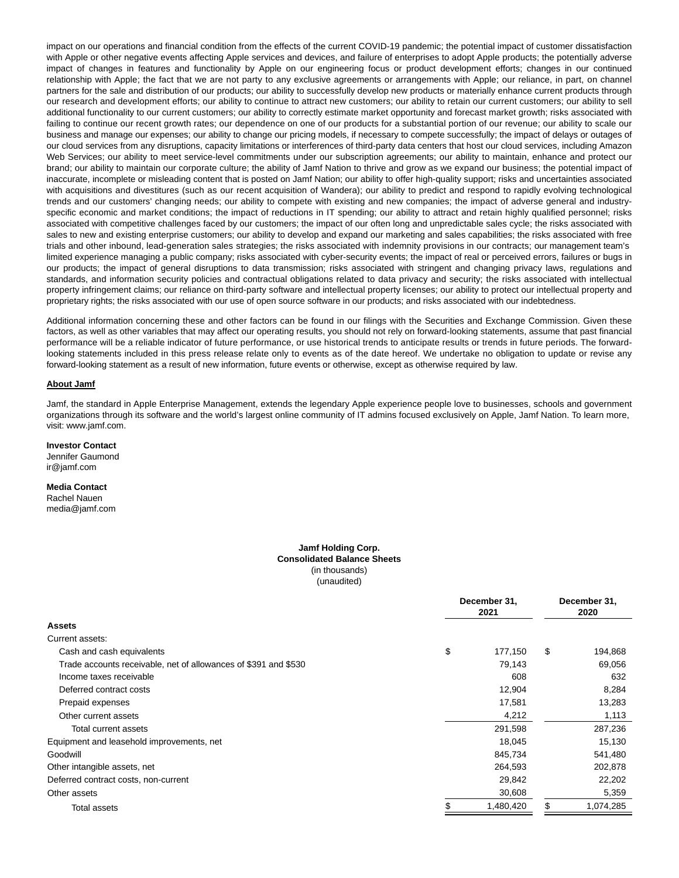impact on our operations and financial condition from the effects of the current COVID-19 pandemic; the potential impact of customer dissatisfaction with Apple or other negative events affecting Apple services and devices, and failure of enterprises to adopt Apple products; the potentially adverse impact of changes in features and functionality by Apple on our engineering focus or product development efforts; changes in our continued relationship with Apple; the fact that we are not party to any exclusive agreements or arrangements with Apple; our reliance, in part, on channel partners for the sale and distribution of our products; our ability to successfully develop new products or materially enhance current products through our research and development efforts; our ability to continue to attract new customers; our ability to retain our current customers; our ability to sell additional functionality to our current customers; our ability to correctly estimate market opportunity and forecast market growth; risks associated with failing to continue our recent growth rates; our dependence on one of our products for a substantial portion of our revenue; our ability to scale our business and manage our expenses; our ability to change our pricing models, if necessary to compete successfully; the impact of delays or outages of our cloud services from any disruptions, capacity limitations or interferences of third-party data centers that host our cloud services, including Amazon Web Services; our ability to meet service-level commitments under our subscription agreements; our ability to maintain, enhance and protect our brand; our ability to maintain our corporate culture; the ability of Jamf Nation to thrive and grow as we expand our business; the potential impact of inaccurate, incomplete or misleading content that is posted on Jamf Nation; our ability to offer high-quality support; risks and uncertainties associated with acquisitions and divestitures (such as our recent acquisition of Wandera); our ability to predict and respond to rapidly evolving technological trends and our customers' changing needs; our ability to compete with existing and new companies; the impact of adverse general and industry-specific economic and market conditions; the impact of reductions in IT spending; our ability to attract and retain highly qualified personnel; risks associated with competitive challenges faced by our customers; the impact of our often long and unpredictable sales cycle; the risks associated with sales to new and existing enterprise customers; our ability to develop and expand our marketing and sales capabilities; the risks associated with free trials and other inbound, lead-generation sales strategies; the risks associated with indemnity provisions in our contracts; our management team's limited experience managing a public company; risks associated with cyber-security events; the impact of real or perceived errors, failures or bugs in our products; the impact of general disruptions to data transmission; risks associated with stringent and changing privacy laws, regulations and standards, and information security policies and contractual obligations related to data privacy and security; the risks associated with intellectual property infringement claims; our reliance on third-party software and intellectual property licenses; our ability to protect our intellectual property and proprietary rights; the risks associated with our use of open source software in our products; and risks associated with our indebtedness.

Additional information concerning these and other factors can be found in our filings with the Securities and Exchange Commission. Given these factors, as well as other variables that may affect our operating results, you should not rely on forward-looking statements, assume that past financial performance will be a reliable indicator of future performance, or use historical trends to anticipate results or trends in future periods. The forward-looking statements included in this press release relate only to events as of the date hereof. We undertake no obligation to update or revise any forward-looking statement as a result of new information, future events or otherwise, except as otherwise required by law.

**About Jamf**

Jamf, the standard in Apple Enterprise Management, extends the legendary Apple experience people love to businesses, schools and government organizations through its software and the world's largest online community of IT admins focused exclusively on Apple, Jamf Nation. To learn more, visit: www.jamf.com.

**Investor Contact**
Jennifer Gaumond
ir@jamf.com

**Media Contact**
Rachel Nauen
media@jamf.com

**Jamf Holding Corp.**
**Consolidated Balance Sheets**
(in thousands)
(unaudited)

| | December 31, 2021 | December 31, 2020 |
|---|---|---|
| **Assets** | | |
| Current assets: | | |
| Cash and cash equivalents | $ 177,150 | $ 194,868 |
| Trade accounts receivable, net of allowances of $391 and $530 | 79,143 | 69,056 |
| Income taxes receivable | 608 | 632 |
| Deferred contract costs | 12,904 | 8,284 |
| Prepaid expenses | 17,581 | 13,283 |
| Other current assets | 4,212 | 1,113 |
| Total current assets | 291,598 | 287,236 |
| Equipment and leasehold improvements, net | 18,045 | 15,130 |
| Goodwill | 845,734 | 541,480 |
| Other intangible assets, net | 264,593 | 202,878 |
| Deferred contract costs, non-current | 29,842 | 22,202 |
| Other assets | 30,608 | 5,359 |
| Total assets | $ 1,480,420 | $ 1,074,285 |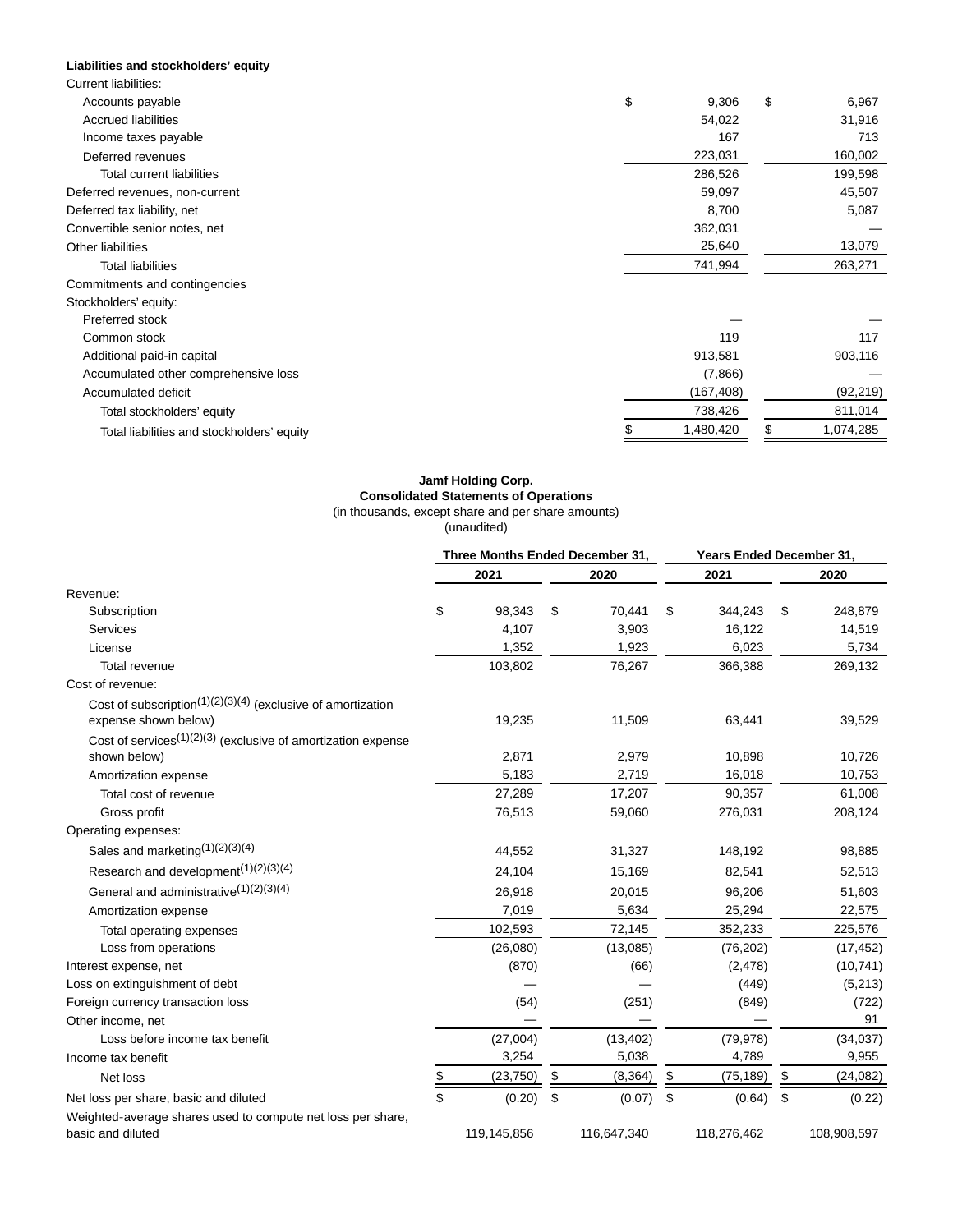**Liabilities and stockholders' equity**

| | | |
|---|---|---|
| Current liabilities: | | |
| Accounts payable | $ 9,306 | $ 6,967 |
| Accrued liabilities | 54,022 | 31,916 |
| Income taxes payable | 167 | 713 |
| Deferred revenues | 223,031 | 160,002 |
| Total current liabilities | 286,526 | 199,598 |
| Deferred revenues, non-current | 59,097 | 45,507 |
| Deferred tax liability, net | 8,700 | 5,087 |
| Convertible senior notes, net | 362,031 | — |
| Other liabilities | 25,640 | 13,079 |
| Total liabilities | 741,994 | 263,271 |
| Commitments and contingencies | | |
| Stockholders' equity: | | |
| Preferred stock | — | — |
| Common stock | 119 | 117 |
| Additional paid-in capital | 913,581 | 903,116 |
| Accumulated other comprehensive loss | (7,866) | — |
| Accumulated deficit | (167,408) | (92,219) |
| Total stockholders' equity | 738,426 | 811,014 |
| Total liabilities and stockholders' equity | $ 1,480,420 | $ 1,074,285 |

**Jamf Holding Corp.**
**Consolidated Statements of Operations**
(in thousands, except share and per share amounts)
(unaudited)

| | Three Months Ended December 31, | | Years Ended December 31, | |
|---|---|---|---|---|
| | 2021 | 2020 | 2021 | 2020 |
| Revenue: | | | | |
| Subscription | $ 98,343 | $ 70,441 | $ 344,243 | $ 248,879 |
| Services | 4,107 | 3,903 | 16,122 | 14,519 |
| License | 1,352 | 1,923 | 6,023 | 5,734 |
| Total revenue | 103,802 | 76,267 | 366,388 | 269,132 |
| Cost of revenue: | | | | |
| Cost of subscription(1)(2)(3)(4) (exclusive of amortization expense shown below) | 19,235 | 11,509 | 63,441 | 39,529 |
| Cost of services(1)(2)(3) (exclusive of amortization expense shown below) | 2,871 | 2,979 | 10,898 | 10,726 |
| Amortization expense | 5,183 | 2,719 | 16,018 | 10,753 |
| Total cost of revenue | 27,289 | 17,207 | 90,357 | 61,008 |
| Gross profit | 76,513 | 59,060 | 276,031 | 208,124 |
| Operating expenses: | | | | |
| Sales and marketing(1)(2)(3)(4) | 44,552 | 31,327 | 148,192 | 98,885 |
| Research and development(1)(2)(3)(4) | 24,104 | 15,169 | 82,541 | 52,513 |
| General and administrative(1)(2)(3)(4) | 26,918 | 20,015 | 96,206 | 51,603 |
| Amortization expense | 7,019 | 5,634 | 25,294 | 22,575 |
| Total operating expenses | 102,593 | 72,145 | 352,233 | 225,576 |
| Loss from operations | (26,080) | (13,085) | (76,202) | (17,452) |
| Interest expense, net | (870) | (66) | (2,478) | (10,741) |
| Loss on extinguishment of debt | — | — | (449) | (5,213) |
| Foreign currency transaction loss | (54) | (251) | (849) | (722) |
| Other income, net | — | — | — | 91 |
| Loss before income tax benefit | (27,004) | (13,402) | (79,978) | (34,037) |
| Income tax benefit | 3,254 | 5,038 | 4,789 | 9,955 |
| Net loss | $ (23,750) | $ (8,364) | $ (75,189) | $ (24,082) |
| Net loss per share, basic and diluted | $ (0.20) | $ (0.07) | $ (0.64) | $ (0.22) |
| Weighted-average shares used to compute net loss per share, basic and diluted | 119,145,856 | 116,647,340 | 118,276,462 | 108,908,597 |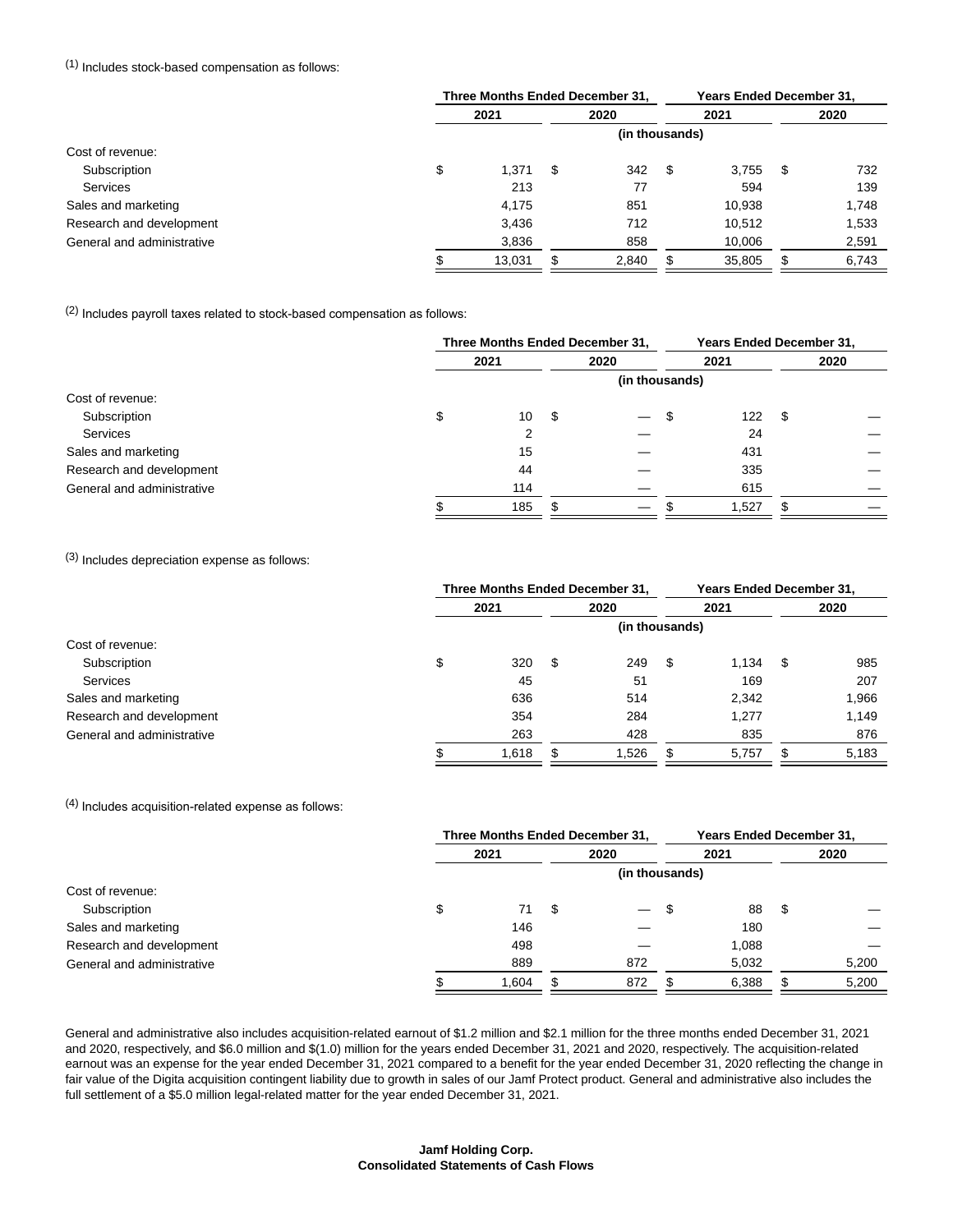(1) Includes stock-based compensation as follows:

| | Three Months Ended December 31, | | Years Ended December 31, | |
|---|---|---|---|---|
| | 2021 | 2020 | 2021 | 2020 |
| | (in thousands) | | | |
| Cost of revenue: | | | | |
| Subscription | $ 1,371 | $ 342 | $ 3,755 | $ 732 |
| Services | 213 | 77 | 594 | 139 |
| Sales and marketing | 4,175 | 851 | 10,938 | 1,748 |
| Research and development | 3,436 | 712 | 10,512 | 1,533 |
| General and administrative | 3,836 | 858 | 10,006 | 2,591 |
| | $ 13,031 | $ 2,840 | $ 35,805 | $ 6,743 |

(2) Includes payroll taxes related to stock-based compensation as follows:

| | Three Months Ended December 31, | | Years Ended December 31, | |
|---|---|---|---|---|
| | 2021 | 2020 | 2021 | 2020 |
| | (in thousands) | | | |
| Cost of revenue: | | | | |
| Subscription | $ 10 | $ — | $ 122 | $ — |
| Services | 2 | — | 24 | — |
| Sales and marketing | 15 | — | 431 | — |
| Research and development | 44 | — | 335 | — |
| General and administrative | 114 | — | 615 | — |
| | $ 185 | $ — | $ 1,527 | $ — |

(3) Includes depreciation expense as follows:

| | Three Months Ended December 31, | | Years Ended December 31, | |
|---|---|---|---|---|
| | 2021 | 2020 | 2021 | 2020 |
| | (in thousands) | | | |
| Cost of revenue: | | | | |
| Subscription | $ 320 | $ 249 | $ 1,134 | $ 985 |
| Services | 45 | 51 | 169 | 207 |
| Sales and marketing | 636 | 514 | 2,342 | 1,966 |
| Research and development | 354 | 284 | 1,277 | 1,149 |
| General and administrative | 263 | 428 | 835 | 876 |
| | $ 1,618 | $ 1,526 | $ 5,757 | $ 5,183 |

(4) Includes acquisition-related expense as follows:

| | Three Months Ended December 31, | | Years Ended December 31, | |
|---|---|---|---|---|
| | 2021 | 2020 | 2021 | 2020 |
| | (in thousands) | | | |
| Cost of revenue: | | | | |
| Subscription | $ 71 | $ — | $ 88 | $ — |
| Sales and marketing | 146 | — | 180 | — |
| Research and development | 498 | — | 1,088 | — |
| General and administrative | 889 | 872 | 5,032 | 5,200 |
| | $ 1,604 | $ 872 | $ 6,388 | $ 5,200 |

General and administrative also includes acquisition-related earnout of $1.2 million and $2.1 million for the three months ended December 31, 2021 and 2020, respectively, and $6.0 million and $(1.0) million for the years ended December 31, 2021 and 2020, respectively. The acquisition-related earnout was an expense for the year ended December 31, 2021 compared to a benefit for the year ended December 31, 2020 reflecting the change in fair value of the Digita acquisition contingent liability due to growth in sales of our Jamf Protect product. General and administrative also includes the full settlement of a $5.0 million legal-related matter for the year ended December 31, 2021.

**Jamf Holding Corp.**
**Consolidated Statements of Cash Flows**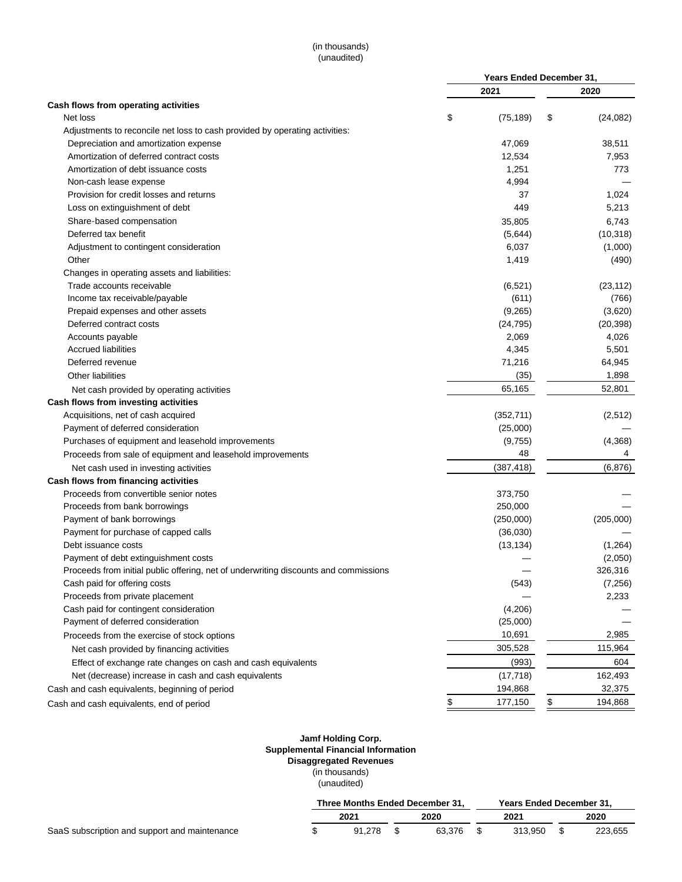(in thousands)
(unaudited)

| | Years Ended December 31, | |
|---|---|---|
| | 2021 | 2020 |
| **Cash flows from operating activities** | | |
| Net loss | $ (75,189) | $ (24,082) |
| Adjustments to reconcile net loss to cash provided by operating activities: | | |
| Depreciation and amortization expense | 47,069 | 38,511 |
| Amortization of deferred contract costs | 12,534 | 7,953 |
| Amortization of debt issuance costs | 1,251 | 773 |
| Non-cash lease expense | 4,994 | — |
| Provision for credit losses and returns | 37 | 1,024 |
| Loss on extinguishment of debt | 449 | 5,213 |
| Share-based compensation | 35,805 | 6,743 |
| Deferred tax benefit | (5,644) | (10,318) |
| Adjustment to contingent consideration | 6,037 | (1,000) |
| Other | 1,419 | (490) |
| Changes in operating assets and liabilities: | | |
| Trade accounts receivable | (6,521) | (23,112) |
| Income tax receivable/payable | (611) | (766) |
| Prepaid expenses and other assets | (9,265) | (3,620) |
| Deferred contract costs | (24,795) | (20,398) |
| Accounts payable | 2,069 | 4,026 |
| Accrued liabilities | 4,345 | 5,501 |
| Deferred revenue | 71,216 | 64,945 |
| Other liabilities | (35) | 1,898 |
| Net cash provided by operating activities | 65,165 | 52,801 |
| **Cash flows from investing activities** | | |
| Acquisitions, net of cash acquired | (352,711) | (2,512) |
| Payment of deferred consideration | (25,000) | — |
| Purchases of equipment and leasehold improvements | (9,755) | (4,368) |
| Proceeds from sale of equipment and leasehold improvements | 48 | 4 |
| Net cash used in investing activities | (387,418) | (6,876) |
| **Cash flows from financing activities** | | |
| Proceeds from convertible senior notes | 373,750 | — |
| Proceeds from bank borrowings | 250,000 | — |
| Payment of bank borrowings | (250,000) | (205,000) |
| Payment for purchase of capped calls | (36,030) | — |
| Debt issuance costs | (13,134) | (1,264) |
| Payment of debt extinguishment costs | — | (2,050) |
| Proceeds from initial public offering, net of underwriting discounts and commissions | — | 326,316 |
| Cash paid for offering costs | (543) | (7,256) |
| Proceeds from private placement | — | 2,233 |
| Cash paid for contingent consideration | (4,206) | — |
| Payment of deferred consideration | (25,000) | — |
| Proceeds from the exercise of stock options | 10,691 | 2,985 |
| Net cash provided by financing activities | 305,528 | 115,964 |
| Effect of exchange rate changes on cash and cash equivalents | (993) | 604 |
| Net (decrease) increase in cash and cash equivalents | (17,718) | 162,493 |
| Cash and cash equivalents, beginning of period | 194,868 | 32,375 |
| Cash and cash equivalents, end of period | $ 177,150 | $ 194,868 |

**Jamf Holding Corp.**
**Supplemental Financial Information**
**Disaggregated Revenues**
(in thousands)
(unaudited)

| | Three Months Ended December 31, | | Years Ended December 31, | |
|---|---|---|---|---|
| | 2021 | 2020 | 2021 | 2020 |
| SaaS subscription and support and maintenance | $ 91,278 | $ 63,376 | $ 313,950 | $ 223,655 |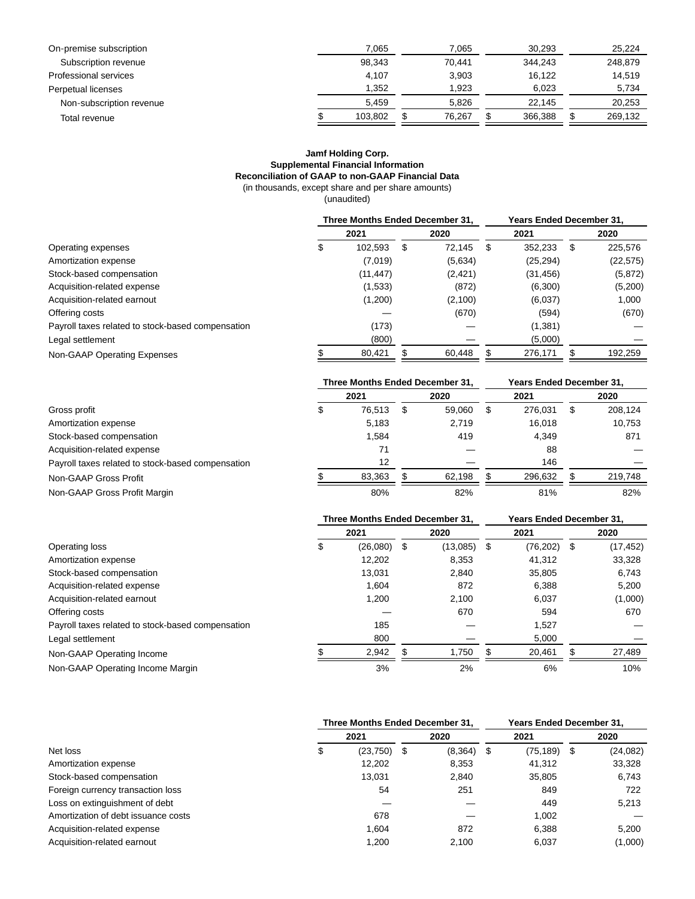| | | | | |
|---|---|---|---|---|
| On-premise subscription | 7,065 | 7,065 | 30,293 | 25,224 |
| Subscription revenue | 98,343 | 70,441 | 344,243 | 248,879 |
| Professional services | 4,107 | 3,903 | 16,122 | 14,519 |
| Perpetual licenses | 1,352 | 1,923 | 6,023 | 5,734 |
| Non-subscription revenue | 5,459 | 5,826 | 22,145 | 20,253 |
| Total revenue | $ 103,802 | $ 76,267 | $ 366,388 | $ 269,132 |

**Jamf Holding Corp.**
**Supplemental Financial Information**
**Reconciliation of GAAP to non-GAAP Financial Data**
(in thousands, except share and per share amounts)
(unaudited)

| | Three Months Ended December 31, | | Years Ended December 31, | |
|---|---|---|---|---|
| | 2021 | 2020 | 2021 | 2020 |
| Operating expenses | $ 102,593 | $ 72,145 | $ 352,233 | $ 225,576 |
| Amortization expense | (7,019) | (5,634) | (25,294) | (22,575) |
| Stock-based compensation | (11,447) | (2,421) | (31,456) | (5,872) |
| Acquisition-related expense | (1,533) | (872) | (6,300) | (5,200) |
| Acquisition-related earnout | (1,200) | (2,100) | (6,037) | 1,000 |
| Offering costs | — | (670) | (594) | (670) |
| Payroll taxes related to stock-based compensation | (173) | — | (1,381) | — |
| Legal settlement | (800) | — | (5,000) | — |
| Non-GAAP Operating Expenses | $ 80,421 | $ 60,448 | $ 276,171 | $ 192,259 |

| | Three Months Ended December 31, | | Years Ended December 31, | |
|---|---|---|---|---|
| | 2021 | 2020 | 2021 | 2020 |
| Gross profit | $ 76,513 | $ 59,060 | $ 276,031 | $ 208,124 |
| Amortization expense | 5,183 | 2,719 | 16,018 | 10,753 |
| Stock-based compensation | 1,584 | 419 | 4,349 | 871 |
| Acquisition-related expense | 71 | — | 88 | — |
| Payroll taxes related to stock-based compensation | 12 | — | 146 | — |
| Non-GAAP Gross Profit | $ 83,363 | $ 62,198 | $ 296,632 | $ 219,748 |
| Non-GAAP Gross Profit Margin | 80% | 82% | 81% | 82% |

| | Three Months Ended December 31, | | Years Ended December 31, | |
|---|---|---|---|---|
| | 2021 | 2020 | 2021 | 2020 |
| Operating loss | $ (26,080) | $ (13,085) | $ (76,202) | $ (17,452) |
| Amortization expense | 12,202 | 8,353 | 41,312 | 33,328 |
| Stock-based compensation | 13,031 | 2,840 | 35,805 | 6,743 |
| Acquisition-related expense | 1,604 | 872 | 6,388 | 5,200 |
| Acquisition-related earnout | 1,200 | 2,100 | 6,037 | (1,000) |
| Offering costs | — | 670 | 594 | 670 |
| Payroll taxes related to stock-based compensation | 185 | — | 1,527 | — |
| Legal settlement | 800 | — | 5,000 | — |
| Non-GAAP Operating Income | $ 2,942 | $ 1,750 | $ 20,461 | $ 27,489 |
| Non-GAAP Operating Income Margin | 3% | 2% | 6% | 10% |

| | Three Months Ended December 31, | | Years Ended December 31, | |
|---|---|---|---|---|
| | 2021 | 2020 | 2021 | 2020 |
| Net loss | $ (23,750) | $ (8,364) | $ (75,189) | $ (24,082) |
| Amortization expense | 12,202 | 8,353 | 41,312 | 33,328 |
| Stock-based compensation | 13,031 | 2,840 | 35,805 | 6,743 |
| Foreign currency transaction loss | 54 | 251 | 849 | 722 |
| Loss on extinguishment of debt | — | — | 449 | 5,213 |
| Amortization of debt issuance costs | 678 | — | 1,002 | — |
| Acquisition-related expense | 1,604 | 872 | 6,388 | 5,200 |
| Acquisition-related earnout | 1,200 | 2,100 | 6,037 | (1,000) |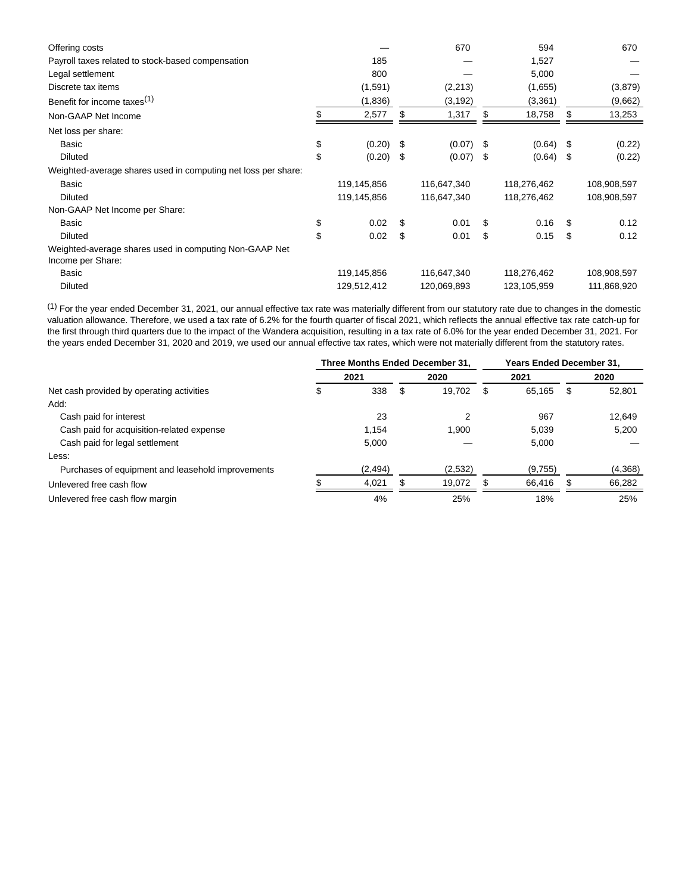| | | | | |
|---|---|---|---|---|
| Offering costs | — | 670 | 594 | 670 |
| Payroll taxes related to stock-based compensation | 185 | — | 1,527 | — |
| Legal settlement | 800 | — | 5,000 | — |
| Discrete tax items | (1,591) | (2,213) | (1,655) | (3,879) |
| Benefit for income taxes[1] | (1,836) | (3,192) | (3,361) | (9,662) |
| Non-GAAP Net Income | $ 2,577 | $ 1,317 | $ 18,758 | $ 13,253 |
| Net loss per share: | | | | |
| Basic | $ (0.20) | $ (0.07) | $ (0.64) | $ (0.22) |
| Diluted | $ (0.20) | $ (0.07) | $ (0.64) | $ (0.22) |
| Weighted-average shares used in computing net loss per share: | | | | |
| Basic | 119,145,856 | 116,647,340 | 118,276,462 | 108,908,597 |
| Diluted | 119,145,856 | 116,647,340 | 118,276,462 | 108,908,597 |
| Non-GAAP Net Income per Share: | | | | |
| Basic | $ 0.02 | $ 0.01 | $ 0.16 | $ 0.12 |
| Diluted | $ 0.02 | $ 0.01 | $ 0.15 | $ 0.12 |
| Weighted-average shares used in computing Non-GAAP Net Income per Share: | | | | |
| Basic | 119,145,856 | 116,647,340 | 118,276,462 | 108,908,597 |
| Diluted | 129,512,412 | 120,069,893 | 123,105,959 | 111,868,920 |

[1] For the year ended December 31, 2021, our annual effective tax rate was materially different from our statutory rate due to changes in the domestic valuation allowance. Therefore, we used a tax rate of 6.2% for the fourth quarter of fiscal 2021, which reflects the annual effective tax rate catch-up for the first through third quarters due to the impact of the Wandera acquisition, resulting in a tax rate of 6.0% for the year ended December 31, 2021. For the years ended December 31, 2020 and 2019, we used our annual effective tax rates, which were not materially different from the statutory rates.

| | Three Months Ended December 31, | | Years Ended December 31, | |
|---|---|---|---|---|
| | 2021 | 2020 | 2021 | 2020 |
| Net cash provided by operating activities | $ 338 | $ 19,702 | $ 65,165 | $ 52,801 |
| Add: | | | | |
| Cash paid for interest | 23 | 2 | 967 | 12,649 |
| Cash paid for acquisition-related expense | 1,154 | 1,900 | 5,039 | 5,200 |
| Cash paid for legal settlement | 5,000 | — | 5,000 | — |
| Less: | | | | |
| Purchases of equipment and leasehold improvements | (2,494) | (2,532) | (9,755) | (4,368) |
| Unlevered free cash flow | $ 4,021 | $ 19,072 | $ 66,416 | $ 66,282 |
| Unlevered free cash flow margin | 4% | 25% | 18% | 25% |